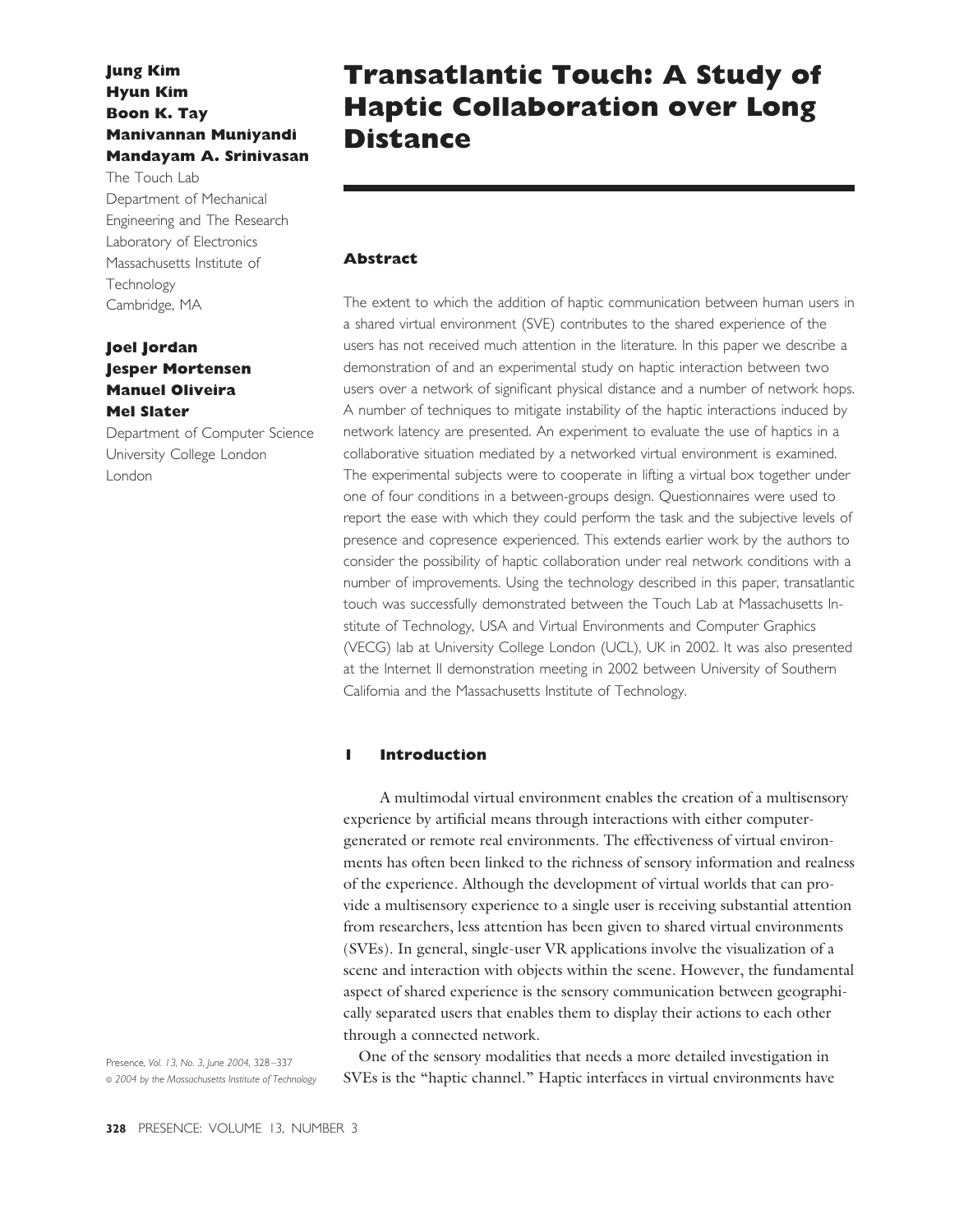# Transatlantic Touch: A Study of Haptic Collaboration over Long Distance

**Jung Kim**
**Hyun Kim**
**Boon K. Tay**
**Manivannan Muniyandi**
**Mandayam A. Srinivasan**

The Touch Lab
Department of Mechanical Engineering and The Research Laboratory of Electronics
Massachusetts Institute of Technology
Cambridge, MA

**Joel Jordan**
**Jesper Mortensen**
**Manuel Oliveira**
**Mel Slater**

Department of Computer Science
University College London
London

## Abstract

The extent to which the addition of haptic communication between human users in a shared virtual environment (SVE) contributes to the shared experience of the users has not received much attention in the literature. In this paper we describe a demonstration of and an experimental study on haptic interaction between two users over a network of significant physical distance and a number of network hops. A number of techniques to mitigate instability of the haptic interactions induced by network latency are presented. An experiment to evaluate the use of haptics in a collaborative situation mediated by a networked virtual environment is examined. The experimental subjects were to cooperate in lifting a virtual box together under one of four conditions in a between-groups design. Questionnaires were used to report the ease with which they could perform the task and the subjective levels of presence and copresence experienced. This extends earlier work by the authors to consider the possibility of haptic collaboration under real network conditions with a number of improvements. Using the technology described in this paper, transatlantic touch was successfully demonstrated between the Touch Lab at Massachusetts Institute of Technology, USA and Virtual Environments and Computer Graphics (VECG) lab at University College London (UCL), UK in 2002. It was also presented at the Internet II demonstration meeting in 2002 between University of Southern California and the Massachusetts Institute of Technology.

## 1 Introduction

A multimodal virtual environment enables the creation of a multisensory experience by artificial means through interactions with either computer-generated or remote real environments. The effectiveness of virtual environments has often been linked to the richness of sensory information and realness of the experience. Although the development of virtual worlds that can provide a multisensory experience to a single user is receiving substantial attention from researchers, less attention has been given to shared virtual environments (SVEs). In general, single-user VR applications involve the visualization of a scene and interaction with objects within the scene. However, the fundamental aspect of shared experience is the sensory communication between geographically separated users that enables them to display their actions to each other through a connected network.

One of the sensory modalities that needs a more detailed investigation in SVEs is the "haptic channel." Haptic interfaces in virtual environments have

*Presence, Vol. 13, No. 3, June 2004, 328–337*
*© 2004 by the Massachusetts Institute of Technology*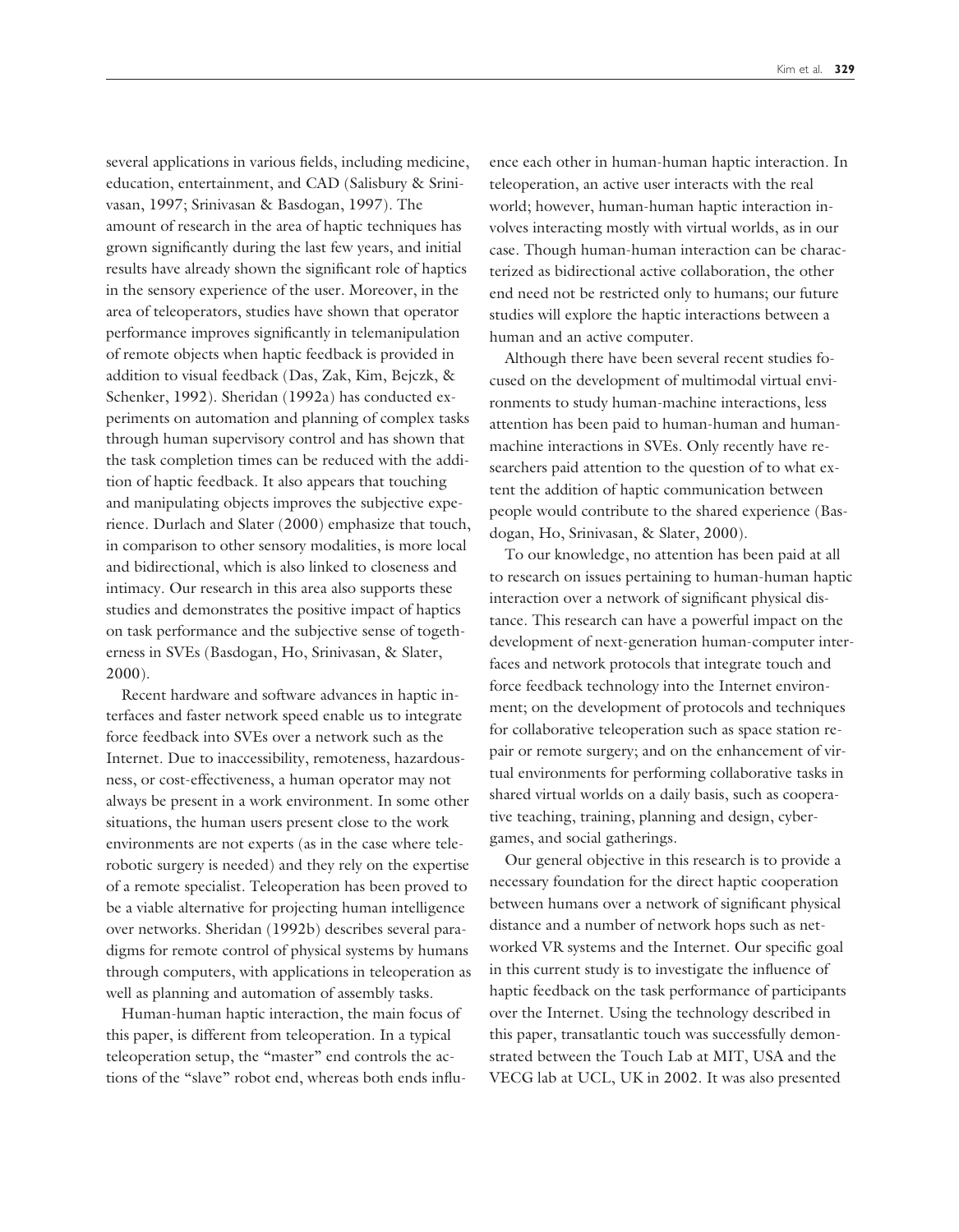several applications in various fields, including medicine, education, entertainment, and CAD (Salisbury & Srinivasan, 1997; Srinivasan & Basdogan, 1997). The amount of research in the area of haptic techniques has grown significantly during the last few years, and initial results have already shown the significant role of haptics in the sensory experience of the user. Moreover, in the area of teleoperators, studies have shown that operator performance improves significantly in telemanipulation of remote objects when haptic feedback is provided in addition to visual feedback (Das, Zak, Kim, Bejczk, & Schenker, 1992). Sheridan (1992a) has conducted experiments on automation and planning of complex tasks through human supervisory control and has shown that the task completion times can be reduced with the addition of haptic feedback. It also appears that touching and manipulating objects improves the subjective experience. Durlach and Slater (2000) emphasize that touch, in comparison to other sensory modalities, is more local and bidirectional, which is also linked to closeness and intimacy. Our research in this area also supports these studies and demonstrates the positive impact of haptics on task performance and the subjective sense of togetherness in SVEs (Basdogan, Ho, Srinivasan, & Slater, 2000).

Recent hardware and software advances in haptic interfaces and faster network speed enable us to integrate force feedback into SVEs over a network such as the Internet. Due to inaccessibility, remoteness, hazardousness, or cost-effectiveness, a human operator may not always be present in a work environment. In some other situations, the human users present close to the work environments are not experts (as in the case where telerobotic surgery is needed) and they rely on the expertise of a remote specialist. Teleoperation has been proved to be a viable alternative for projecting human intelligence over networks. Sheridan (1992b) describes several paradigms for remote control of physical systems by humans through computers, with applications in teleoperation as well as planning and automation of assembly tasks.

Human-human haptic interaction, the main focus of this paper, is different from teleoperation. In a typical teleoperation setup, the "master" end controls the actions of the "slave" robot end, whereas both ends influence each other in human-human haptic interaction. In teleoperation, an active user interacts with the real world; however, human-human haptic interaction involves interacting mostly with virtual worlds, as in our case. Though human-human interaction can be characterized as bidirectional active collaboration, the other end need not be restricted only to humans; our future studies will explore the haptic interactions between a human and an active computer.

Although there have been several recent studies focused on the development of multimodal virtual environments to study human-machine interactions, less attention has been paid to human-human and human-machine interactions in SVEs. Only recently have researchers paid attention to the question of to what extent the addition of haptic communication between people would contribute to the shared experience (Basdogan, Ho, Srinivasan, & Slater, 2000).

To our knowledge, no attention has been paid at all to research on issues pertaining to human-human haptic interaction over a network of significant physical distance. This research can have a powerful impact on the development of next-generation human-computer interfaces and network protocols that integrate touch and force feedback technology into the Internet environment; on the development of protocols and techniques for collaborative teleoperation such as space station repair or remote surgery; and on the enhancement of virtual environments for performing collaborative tasks in shared virtual worlds on a daily basis, such as cooperative teaching, training, planning and design, cybergames, and social gatherings.

Our general objective in this research is to provide a necessary foundation for the direct haptic cooperation between humans over a network of significant physical distance and a number of network hops such as networked VR systems and the Internet. Our specific goal in this current study is to investigate the influence of haptic feedback on the task performance of participants over the Internet. Using the technology described in this paper, transatlantic touch was successfully demonstrated between the Touch Lab at MIT, USA and the VECG lab at UCL, UK in 2002. It was also presented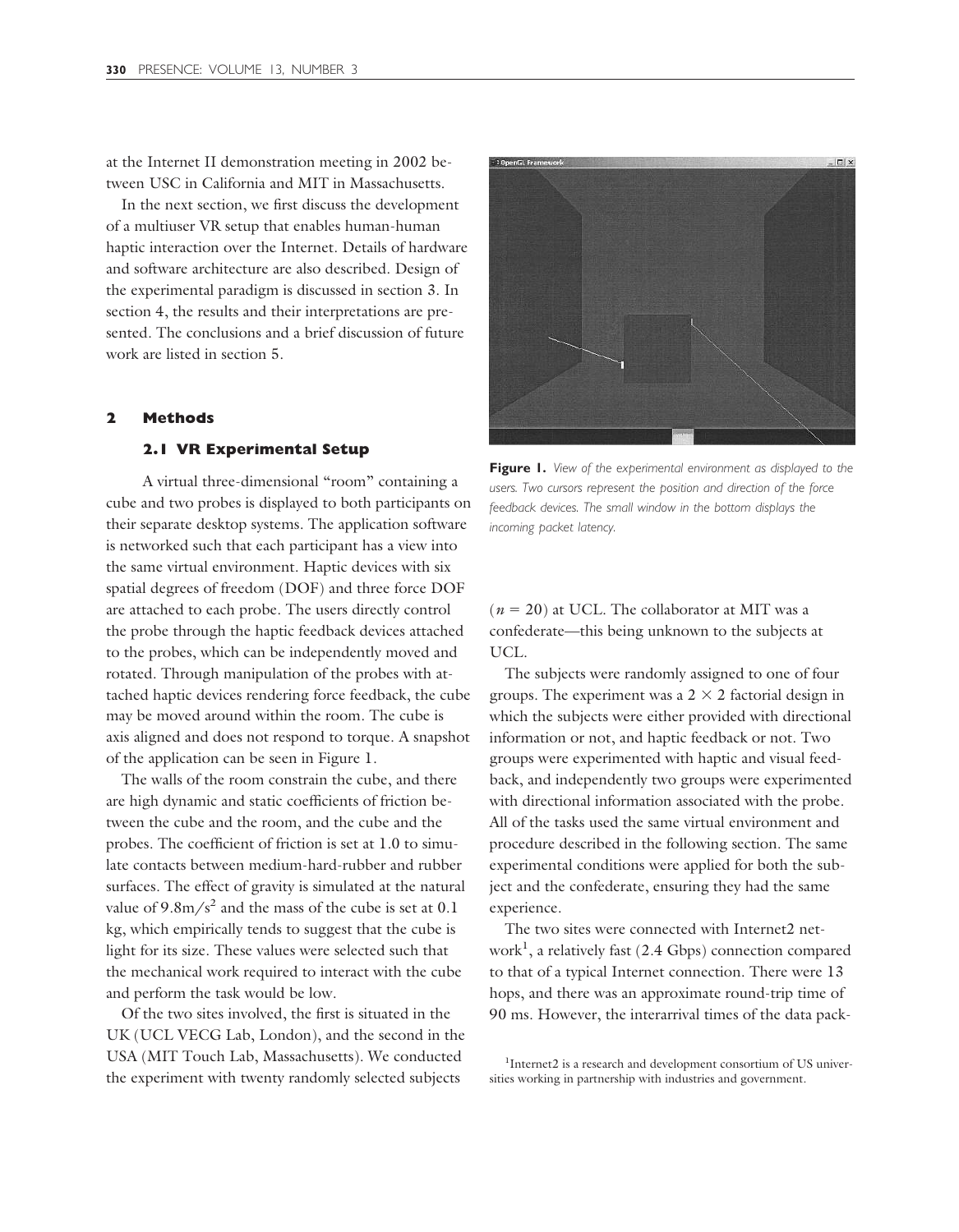at the Internet II demonstration meeting in 2002 between USC in California and MIT in Massachusetts.

In the next section, we first discuss the development of a multiuser VR setup that enables human-human haptic interaction over the Internet. Details of hardware and software architecture are also described. Design of the experimental paradigm is discussed in section 3. In section 4, the results and their interpretations are presented. The conclusions and a brief discussion of future work are listed in section 5.

## 2 Methods

### 2.1 VR Experimental Setup

A virtual three-dimensional "room" containing a cube and two probes is displayed to both participants on their separate desktop systems. The application software is networked such that each participant has a view into the same virtual environment. Haptic devices with six spatial degrees of freedom (DOF) and three force DOF are attached to each probe. The users directly control the probe through the haptic feedback devices attached to the probes, which can be independently moved and rotated. Through manipulation of the probes with attached haptic devices rendering force feedback, the cube may be moved around within the room. The cube is axis aligned and does not respond to torque. A snapshot of the application can be seen in Figure 1.

The walls of the room constrain the cube, and there are high dynamic and static coefficients of friction between the cube and the room, and the cube and the probes. The coefficient of friction is set at 1.0 to simulate contacts between medium-hard-rubber and rubber surfaces. The effect of gravity is simulated at the natural value of $9.8 m/s^2$ and the mass of the cube is set at 0.1 kg, which empirically tends to suggest that the cube is light for its size. These values were selected such that the mechanical work required to interact with the cube and perform the task would be low.

Of the two sites involved, the first is situated in the UK (UCL VECG Lab, London), and the second in the USA (MIT Touch Lab, Massachusetts). We conducted the experiment with twenty randomly selected subjects ($n = 20$) at UCL. The collaborator at MIT was a confederate—this being unknown to the subjects at UCL.

**Figure 1.** *View of the experimental environment as displayed to the users. Two cursors represent the position and direction of the force feedback devices. The small window in the bottom displays the incoming packet latency.*

The subjects were randomly assigned to one of four groups. The experiment was a $2 \times 2$ factorial design in which the subjects were either provided with directional information or not, and haptic feedback or not. Two groups were experimented with haptic and visual feedback, and independently two groups were experimented with directional information associated with the probe. All of the tasks used the same virtual environment and procedure described in the following section. The same experimental conditions were applied for both the subject and the confederate, ensuring they had the same experience.

The two sites were connected with Internet2 network[1], a relatively fast (2.4 Gbps) connection compared to that of a typical Internet connection. There were 13 hops, and there was an approximate round-trip time of 90 ms. However, the interarrival times of the data pack-

[1] Internet2 is a research and development consortium of US universities working in partnership with industries and government.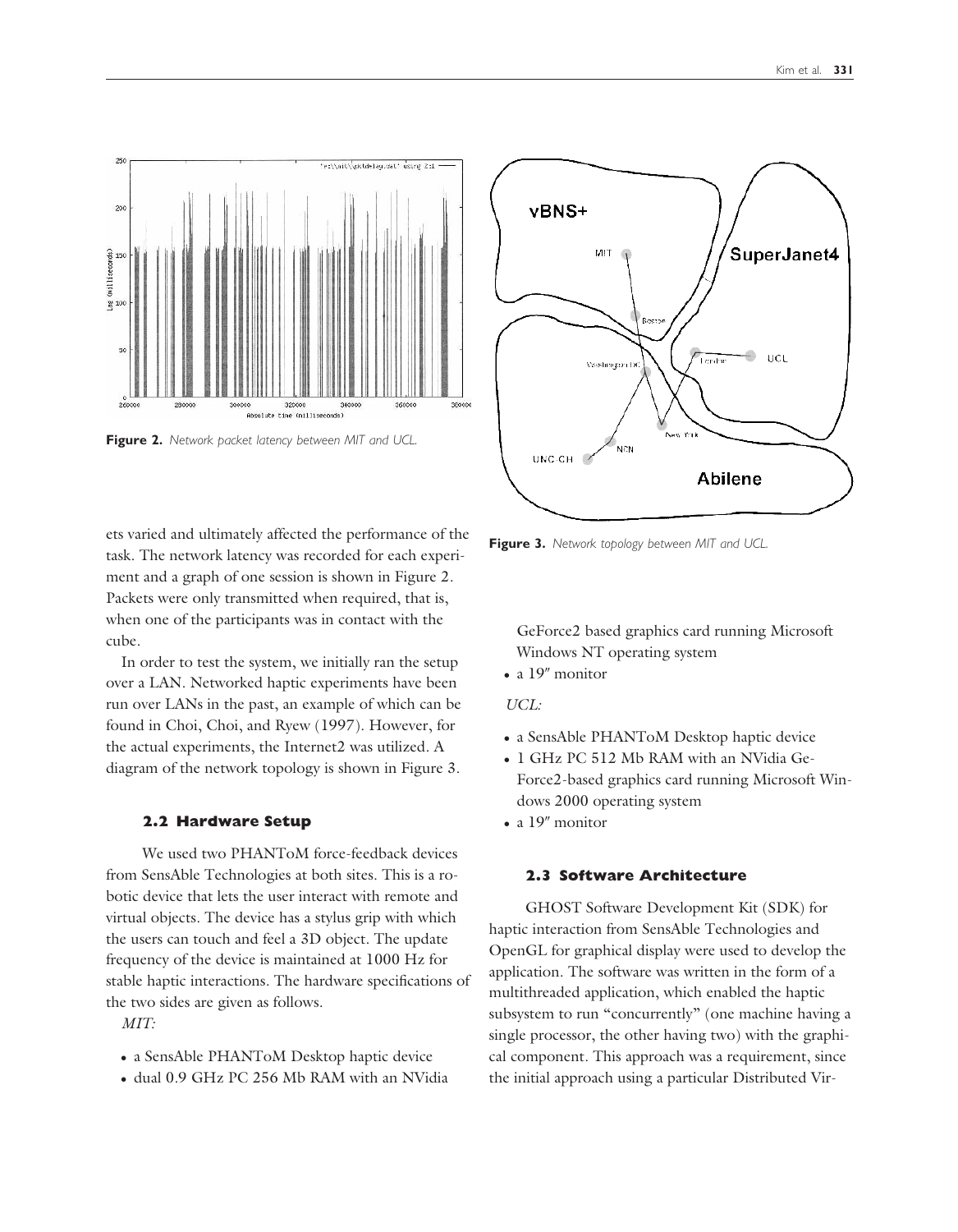Figure 2. *Network packet latency between MIT and UCL.*

Figure 3. *Network topology between MIT and UCL.*

ets varied and ultimately affected the performance of the task. The network latency was recorded for each experiment and a graph of one session is shown in Figure 2. Packets were only transmitted when required, that is, when one of the participants was in contact with the cube.

In order to test the system, we initially ran the setup over a LAN. Networked haptic experiments have been run over LANs in the past, an example of which can be found in Choi, Choi, and Ryew (1997). However, for the actual experiments, the Internet2 was utilized. A diagram of the network topology is shown in Figure 3.

### 2.2 Hardware Setup

We used two PHANToM force-feedback devices from SensAble Technologies at both sites. This is a robotic device that lets the user interact with remote and virtual objects. The device has a stylus grip with which the users can touch and feel a 3D object. The update frequency of the device is maintained at 1000 Hz for stable haptic interactions. The hardware specifications of the two sides are given as follows.

*MIT:*

- a SensAble PHANToM Desktop haptic device
- dual 0.9 GHz PC 256 Mb RAM with an NVidia GeForce2 based graphics card running Microsoft Windows NT operating system
- a 19″ monitor

*UCL:*

- a SensAble PHANToM Desktop haptic device
- 1 GHz PC 512 Mb RAM with an NVidia GeForce2-based graphics card running Microsoft Windows 2000 operating system
- a 19″ monitor

### 2.3 Software Architecture

GHOST Software Development Kit (SDK) for haptic interaction from SensAble Technologies and OpenGL for graphical display were used to develop the application. The software was written in the form of a multithreaded application, which enabled the haptic subsystem to run "concurrently" (one machine having a single processor, the other having two) with the graphical component. This approach was a requirement, since the initial approach using a particular Distributed Vir-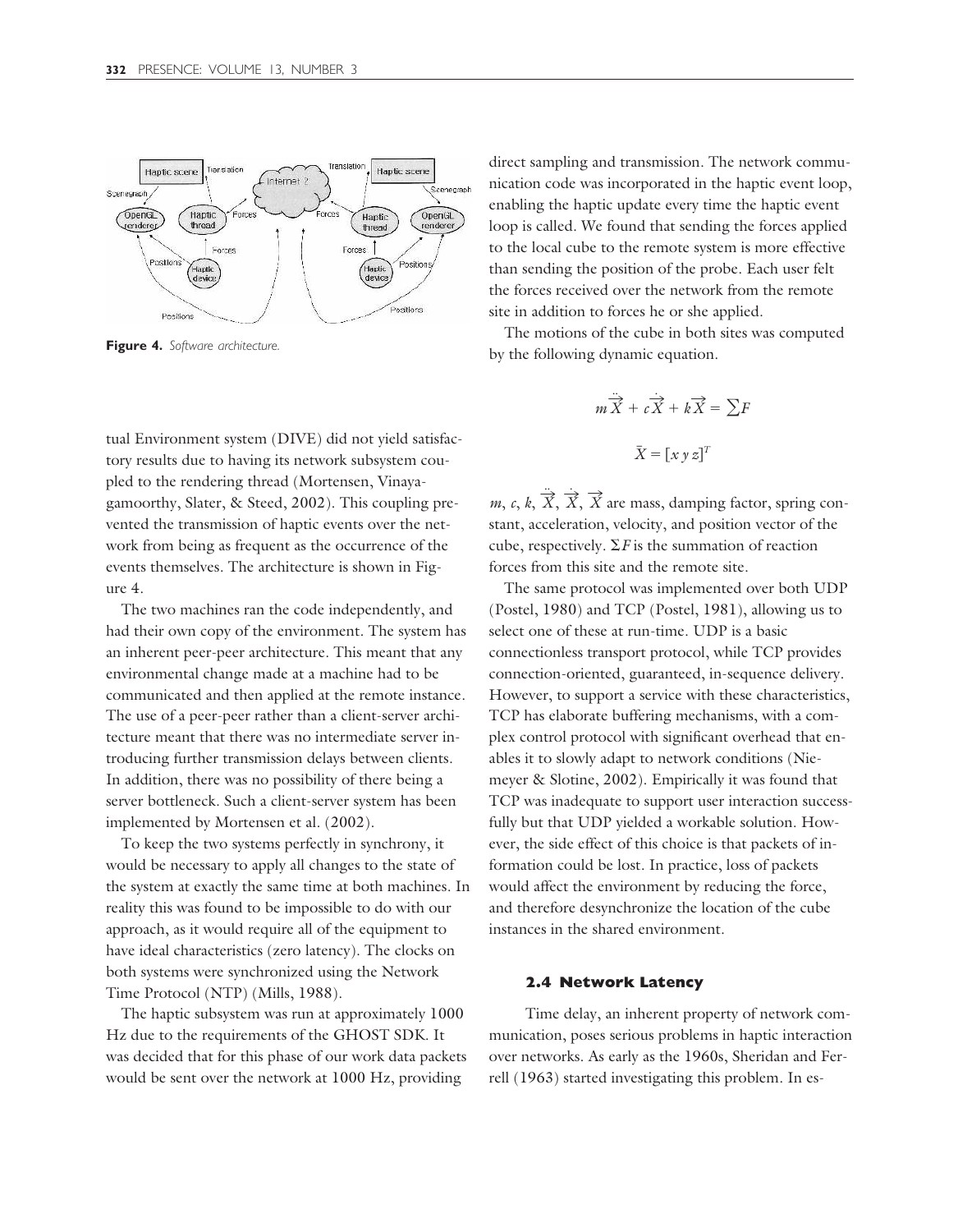Figure 4. *Software architecture.*

tual Environment system (DIVE) did not yield satisfactory results due to having its network subsystem coupled to the rendering thread (Mortensen, Vinayagamoorthy, Slater, & Steed, 2002). This coupling prevented the transmission of haptic events over the network from being as frequent as the occurrence of the events themselves. The architecture is shown in Figure 4.

The two machines ran the code independently, and had their own copy of the environment. The system has an inherent peer-peer architecture. This meant that any environmental change made at a machine had to be communicated and then applied at the remote instance. The use of a peer-peer rather than a client-server architecture meant that there was no intermediate server introducing further transmission delays between clients. In addition, there was no possibility of there being a server bottleneck. Such a client-server system has been implemented by Mortensen et al. (2002).

To keep the two systems perfectly in synchrony, it would be necessary to apply all changes to the state of the system at exactly the same time at both machines. In reality this was found to be impossible to do with our approach, as it would require all of the equipment to have ideal characteristics (zero latency). The clocks on both systems were synchronized using the Network Time Protocol (NTP) (Mills, 1988).

The haptic subsystem was run at approximately 1000 Hz due to the requirements of the GHOST SDK. It was decided that for this phase of our work data packets would be sent over the network at 1000 Hz, providing direct sampling and transmission. The network communication code was incorporated in the haptic event loop, enabling the haptic update every time the haptic event loop is called. We found that sending the forces applied to the local cube to the remote system is more effective than sending the position of the probe. Each user felt the forces received over the network from the remote site in addition to forces he or she applied.

The motions of the cube in both sites was computed by the following dynamic equation.

$$m\ddot{\vec{X}} + c\dot{\vec{X}} + k\vec{X} = \sum F$$

$$\bar{X} = [x\ y\ z]^T$$

$m$, $c$, $k$, $\ddot{\vec{X}}$, $\dot{\vec{X}}$, $\vec{X}$ are mass, damping factor, spring constant, acceleration, velocity, and position vector of the cube, respectively. $\Sigma F$ is the summation of reaction forces from this site and the remote site.

The same protocol was implemented over both UDP (Postel, 1980) and TCP (Postel, 1981), allowing us to select one of these at run-time. UDP is a basic connectionless transport protocol, while TCP provides connection-oriented, guaranteed, in-sequence delivery. However, to support a service with these characteristics, TCP has elaborate buffering mechanisms, with a complex control protocol with significant overhead that enables it to slowly adapt to network conditions (Niemeyer & Slotine, 2002). Empirically it was found that TCP was inadequate to support user interaction successfully but that UDP yielded a workable solution. However, the side effect of this choice is that packets of information could be lost. In practice, loss of packets would affect the environment by reducing the force, and therefore desynchronize the location of the cube instances in the shared environment.

### 2.4 Network Latency

Time delay, an inherent property of network communication, poses serious problems in haptic interaction over networks. As early as the 1960s, Sheridan and Ferrell (1963) started investigating this problem. In es-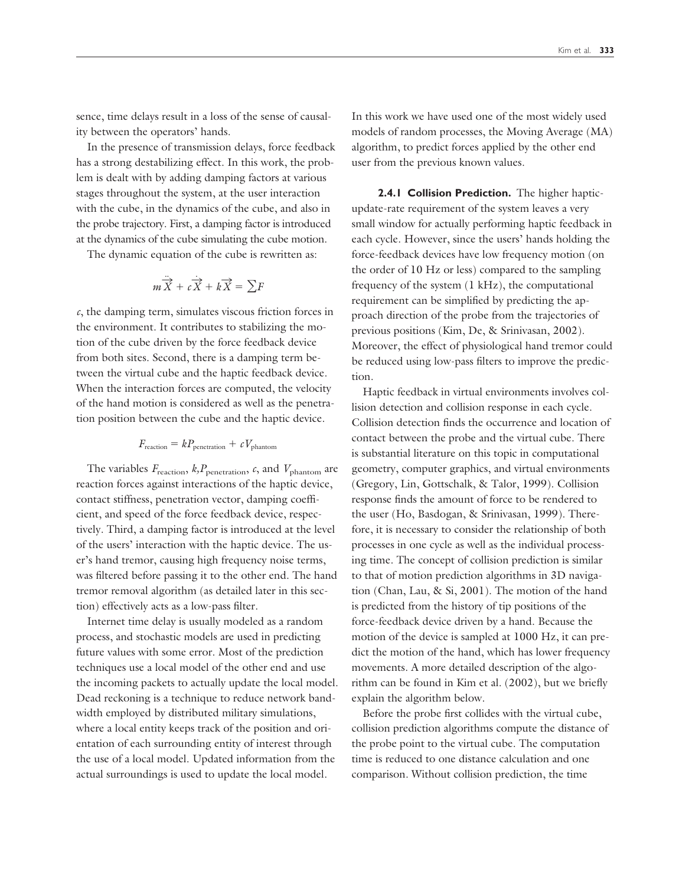sence, time delays result in a loss of the sense of causality between the operators' hands.

In the presence of transmission delays, force feedback has a strong destabilizing effect. In this work, the problem is dealt with by adding damping factors at various stages throughout the system, at the user interaction with the cube, in the dynamics of the cube, and also in the probe trajectory. First, a damping factor is introduced at the dynamics of the cube simulating the cube motion.

The dynamic equation of the cube is rewritten as:

$$m\ddot{\vec{X}} + c\dot{\vec{X}} + k\vec{X} = \sum F$$

$c$, the damping term, simulates viscous friction forces in the environment. It contributes to stabilizing the motion of the cube driven by the force feedback device from both sites. Second, there is a damping term between the virtual cube and the haptic feedback device. When the interaction forces are computed, the velocity of the hand motion is considered as well as the penetration position between the cube and the haptic device.

$$F_{\text{reaction}} = kP_{\text{penetration}} + cV_{\text{phantom}}$$

The variables $F_{\text{reaction}}$, $k$,$P_{\text{penetration}}$, $c$, and $V_{\text{phantom}}$ are reaction forces against interactions of the haptic device, contact stiffness, penetration vector, damping coefficient, and speed of the force feedback device, respectively. Third, a damping factor is introduced at the level of the users' interaction with the haptic device. The user's hand tremor, causing high frequency noise terms, was filtered before passing it to the other end. The hand tremor removal algorithm (as detailed later in this section) effectively acts as a low-pass filter.

Internet time delay is usually modeled as a random process, and stochastic models are used in predicting future values with some error. Most of the prediction techniques use a local model of the other end and use the incoming packets to actually update the local model. Dead reckoning is a technique to reduce network bandwidth employed by distributed military simulations, where a local entity keeps track of the position and orientation of each surrounding entity of interest through the use of a local model. Updated information from the actual surroundings is used to update the local model. In this work we have used one of the most widely used models of random processes, the Moving Average (MA) algorithm, to predict forces applied by the other end user from the previous known values.

**2.4.1 Collision Prediction.** The higher haptic-update-rate requirement of the system leaves a very small window for actually performing haptic feedback in each cycle. However, since the users' hands holding the force-feedback devices have low frequency motion (on the order of 10 Hz or less) compared to the sampling frequency of the system (1 kHz), the computational requirement can be simplified by predicting the approach direction of the probe from the trajectories of previous positions (Kim, De, & Srinivasan, 2002). Moreover, the effect of physiological hand tremor could be reduced using low-pass filters to improve the prediction.

Haptic feedback in virtual environments involves collision detection and collision response in each cycle. Collision detection finds the occurrence and location of contact between the probe and the virtual cube. There is substantial literature on this topic in computational geometry, computer graphics, and virtual environments (Gregory, Lin, Gottschalk, & Talor, 1999). Collision response finds the amount of force to be rendered to the user (Ho, Basdogan, & Srinivasan, 1999). Therefore, it is necessary to consider the relationship of both processes in one cycle as well as the individual processing time. The concept of collision prediction is similar to that of motion prediction algorithms in 3D navigation (Chan, Lau, & Si, 2001). The motion of the hand is predicted from the history of tip positions of the force-feedback device driven by a hand. Because the motion of the device is sampled at 1000 Hz, it can predict the motion of the hand, which has lower frequency movements. A more detailed description of the algorithm can be found in Kim et al. (2002), but we briefly explain the algorithm below.

Before the probe first collides with the virtual cube, collision prediction algorithms compute the distance of the probe point to the virtual cube. The computation time is reduced to one distance calculation and one comparison. Without collision prediction, the time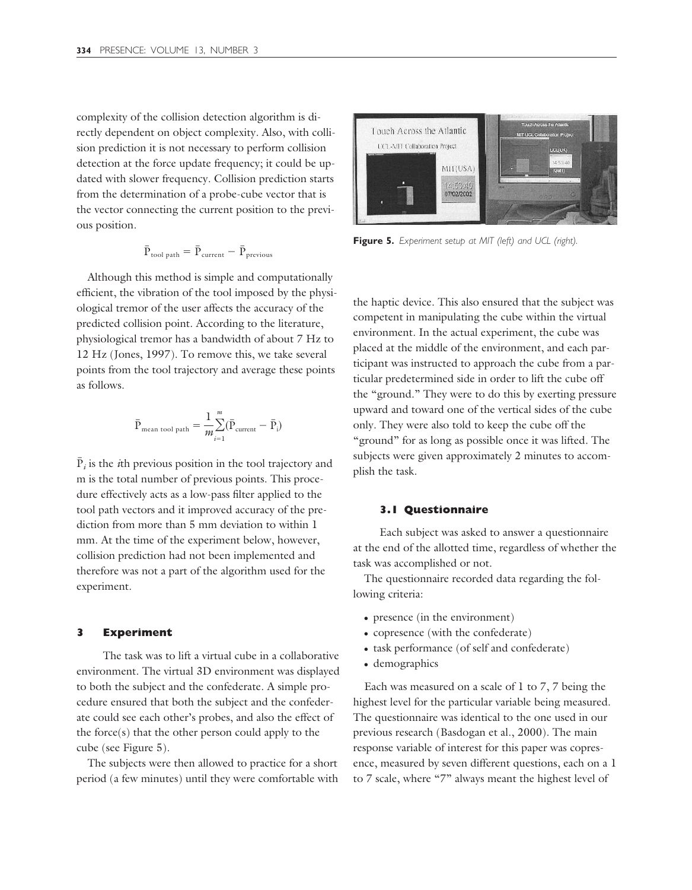complexity of the collision detection algorithm is directly dependent on object complexity. Also, with collision prediction it is not necessary to perform collision detection at the force update frequency; it could be updated with slower frequency. Collision prediction starts from the determination of a probe-cube vector that is the vector connecting the current position to the previous position.

$$\bar{P}_{\text{tool path}} = \bar{P}_{\text{current}} - \bar{P}_{\text{previous}}$$

Although this method is simple and computationally efficient, the vibration of the tool imposed by the physiological tremor of the user affects the accuracy of the predicted collision point. According to the literature, physiological tremor has a bandwidth of about 7 Hz to 12 Hz (Jones, 1997). To remove this, we take several points from the tool trajectory and average these points as follows.

$$\bar{P}_{\text{mean tool path}} = \frac{1}{m}\sum_{i=1}^{m}(\bar{P}_{\text{current}} - \bar{P}_{i})$$

$\bar{P}_i$ is the $i$th previous position in the tool trajectory and m is the total number of previous points. This procedure effectively acts as a low-pass filter applied to the tool path vectors and it improved accuracy of the prediction from more than 5 mm deviation to within 1 mm. At the time of the experiment below, however, collision prediction had not been implemented and therefore was not a part of the algorithm used for the experiment.

## 3 Experiment

The task was to lift a virtual cube in a collaborative environment. The virtual 3D environment was displayed to both the subject and the confederate. A simple procedure ensured that both the subject and the confederate could see each other's probes, and also the effect of the force(s) that the other person could apply to the cube (see Figure 5).

**Figure 5.** *Experiment setup at MIT (left) and UCL (right).*

The subjects were then allowed to practice for a short period (a few minutes) until they were comfortable with the haptic device. This also ensured that the subject was competent in manipulating the cube within the virtual environment. In the actual experiment, the cube was placed at the middle of the environment, and each participant was instructed to approach the cube from a particular predetermined side in order to lift the cube off the "ground." They were to do this by exerting pressure upward and toward one of the vertical sides of the cube only. They were also told to keep the cube off the "ground" for as long as possible once it was lifted. The subjects were given approximately 2 minutes to accomplish the task.

### 3.1 Questionnaire

Each subject was asked to answer a questionnaire at the end of the allotted time, regardless of whether the task was accomplished or not.

The questionnaire recorded data regarding the following criteria:

- presence (in the environment)
- copresence (with the confederate)
- task performance (of self and confederate)
- demographics

Each was measured on a scale of 1 to 7, 7 being the highest level for the particular variable being measured. The questionnaire was identical to the one used in our previous research (Basdogan et al., 2000). The main response variable of interest for this paper was copresence, measured by seven different questions, each on a 1 to 7 scale, where "7" always meant the highest level of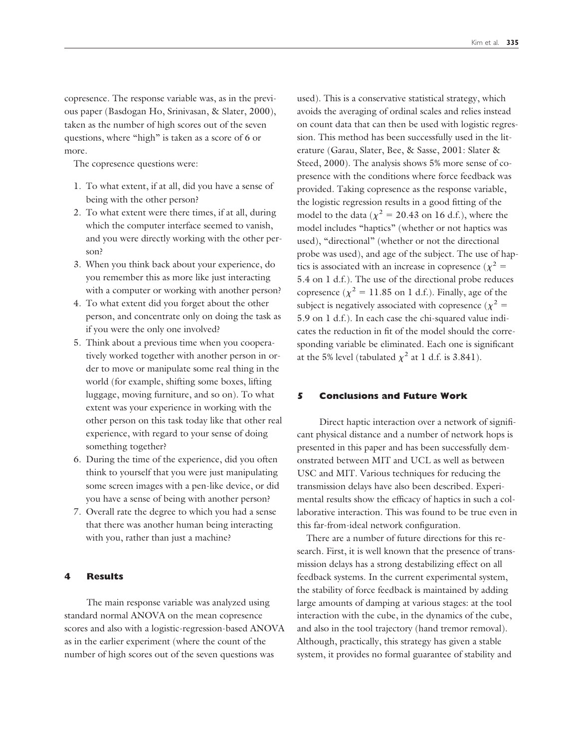copresence. The response variable was, as in the previous paper (Basdogan Ho, Srinivasan, & Slater, 2000), taken as the number of high scores out of the seven questions, where "high" is taken as a score of 6 or more.

The copresence questions were:

1. To what extent, if at all, did you have a sense of being with the other person?
2. To what extent were there times, if at all, during which the computer interface seemed to vanish, and you were directly working with the other person?
3. When you think back about your experience, do you remember this as more like just interacting with a computer or working with another person?
4. To what extent did you forget about the other person, and concentrate only on doing the task as if you were the only one involved?
5. Think about a previous time when you cooperatively worked together with another person in order to move or manipulate some real thing in the world (for example, shifting some boxes, lifting luggage, moving furniture, and so on). To what extent was your experience in working with the other person on this task today like that other real experience, with regard to your sense of doing something together?
6. During the time of the experience, did you often think to yourself that you were just manipulating some screen images with a pen-like device, or did you have a sense of being with another person?
7. Overall rate the degree to which you had a sense that there was another human being interacting with you, rather than just a machine?

## 4 Results

The main response variable was analyzed using standard normal ANOVA on the mean copresence scores and also with a logistic-regression-based ANOVA as in the earlier experiment (where the count of the number of high scores out of the seven questions was used). This is a conservative statistical strategy, which avoids the averaging of ordinal scales and relies instead on count data that can then be used with logistic regression. This method has been successfully used in the literature (Garau, Slater, Bee, & Sasse, 2001: Slater & Steed, 2000). The analysis shows 5% more sense of copresence with the conditions where force feedback was provided. Taking copresence as the response variable, the logistic regression results in a good fitting of the model to the data ($\chi^2 = 20.43$ on 16 d.f.), where the model includes "haptics" (whether or not haptics was used), "directional" (whether or not the directional probe was used), and age of the subject. The use of haptics is associated with an increase in copresence ($\chi^2 = 5.4$ on 1 d.f.). The use of the directional probe reduces copresence ($\chi^2 = 11.85$ on 1 d.f.). Finally, age of the subject is negatively associated with copresence ($\chi^2 = 5.9$ on 1 d.f.). In each case the chi-squared value indicates the reduction in fit of the model should the corresponding variable be eliminated. Each one is significant at the 5% level (tabulated $\chi^2$ at 1 d.f. is 3.841).

## 5 Conclusions and Future Work

Direct haptic interaction over a network of significant physical distance and a number of network hops is presented in this paper and has been successfully demonstrated between MIT and UCL as well as between USC and MIT. Various techniques for reducing the transmission delays have also been described. Experimental results show the efficacy of haptics in such a collaborative interaction. This was found to be true even in this far-from-ideal network configuration.

There are a number of future directions for this research. First, it is well known that the presence of transmission delays has a strong destabilizing effect on all feedback systems. In the current experimental system, the stability of force feedback is maintained by adding large amounts of damping at various stages: at the tool interaction with the cube, in the dynamics of the cube, and also in the tool trajectory (hand tremor removal). Although, practically, this strategy has given a stable system, it provides no formal guarantee of stability and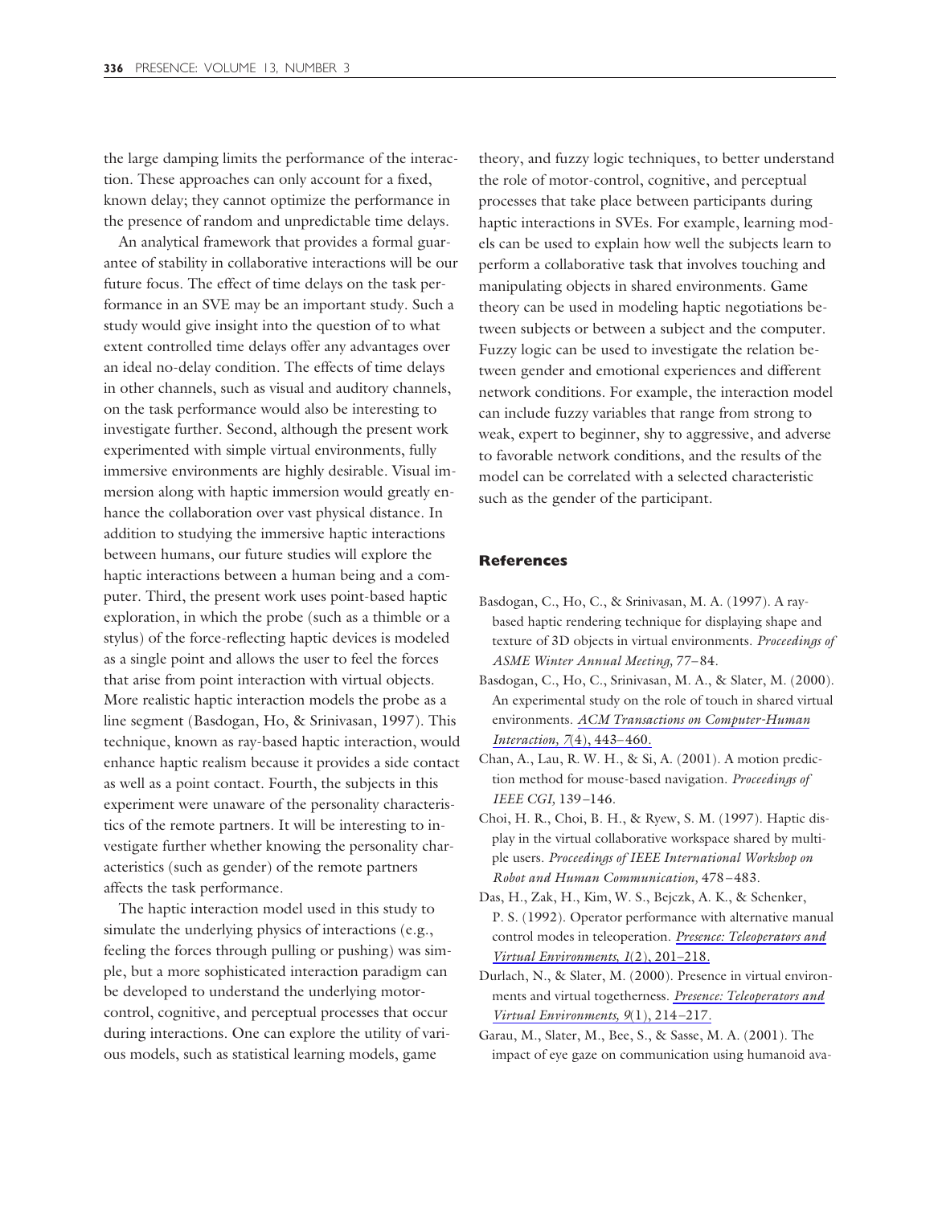the large damping limits the performance of the interaction. These approaches can only account for a fixed, known delay; they cannot optimize the performance in the presence of random and unpredictable time delays.

An analytical framework that provides a formal guarantee of stability in collaborative interactions will be our future focus. The effect of time delays on the task performance in an SVE may be an important study. Such a study would give insight into the question of to what extent controlled time delays offer any advantages over an ideal no-delay condition. The effects of time delays in other channels, such as visual and auditory channels, on the task performance would also be interesting to investigate further. Second, although the present work experimented with simple virtual environments, fully immersive environments are highly desirable. Visual immersion along with haptic immersion would greatly enhance the collaboration over vast physical distance. In addition to studying the immersive haptic interactions between humans, our future studies will explore the haptic interactions between a human being and a computer. Third, the present work uses point-based haptic exploration, in which the probe (such as a thimble or a stylus) of the force-reflecting haptic devices is modeled as a single point and allows the user to feel the forces that arise from point interaction with virtual objects. More realistic haptic interaction models the probe as a line segment (Basdogan, Ho, & Srinivasan, 1997). This technique, known as ray-based haptic interaction, would enhance haptic realism because it provides a side contact as well as a point contact. Fourth, the subjects in this experiment were unaware of the personality characteristics of the remote partners. It will be interesting to investigate further whether knowing the personality characteristics (such as gender) of the remote partners affects the task performance.

The haptic interaction model used in this study to simulate the underlying physics of interactions (e.g., feeling the forces through pulling or pushing) was simple, but a more sophisticated interaction paradigm can be developed to understand the underlying motor-control, cognitive, and perceptual processes that occur during interactions. One can explore the utility of various models, such as statistical learning models, game theory, and fuzzy logic techniques, to better understand the role of motor-control, cognitive, and perceptual processes that take place between participants during haptic interactions in SVEs. For example, learning models can be used to explain how well the subjects learn to perform a collaborative task that involves touching and manipulating objects in shared environments. Game theory can be used in modeling haptic negotiations between subjects or between a subject and the computer. Fuzzy logic can be used to investigate the relation between gender and emotional experiences and different network conditions. For example, the interaction model can include fuzzy variables that range from strong to weak, expert to beginner, shy to aggressive, and adverse to favorable network conditions, and the results of the model can be correlated with a selected characteristic such as the gender of the participant.

## References

Basdogan, C., Ho, C., & Srinivasan, M. A. (1997). A ray-based haptic rendering technique for displaying shape and texture of 3D objects in virtual environments. *Proceedings of ASME Winter Annual Meeting,* 77–84.

Basdogan, C., Ho, C., Srinivasan, M. A., & Slater, M. (2000). An experimental study on the role of touch in shared virtual environments. *ACM Transactions on Computer-Human Interaction, 7*(4), 443–460.

Chan, A., Lau, R. W. H., & Si, A. (2001). A motion prediction method for mouse-based navigation. *Proceedings of IEEE CGI,* 139–146.

Choi, H. R., Choi, B. H., & Ryew, S. M. (1997). Haptic display in the virtual collaborative workspace shared by multiple users. *Proceedings of IEEE International Workshop on Robot and Human Communication,* 478–483.

Das, H., Zak, H., Kim, W. S., Bejczk, A. K., & Schenker, P. S. (1992). Operator performance with alternative manual control modes in teleoperation. *Presence: Teleoperators and Virtual Environments, 1*(2), 201–218.

Durlach, N., & Slater, M. (2000). Presence in virtual environments and virtual togetherness. *Presence: Teleoperators and Virtual Environments, 9*(1), 214–217.

Garau, M., Slater, M., Bee, S., & Sasse, M. A. (2001). The impact of eye gaze on communication using humanoid ava-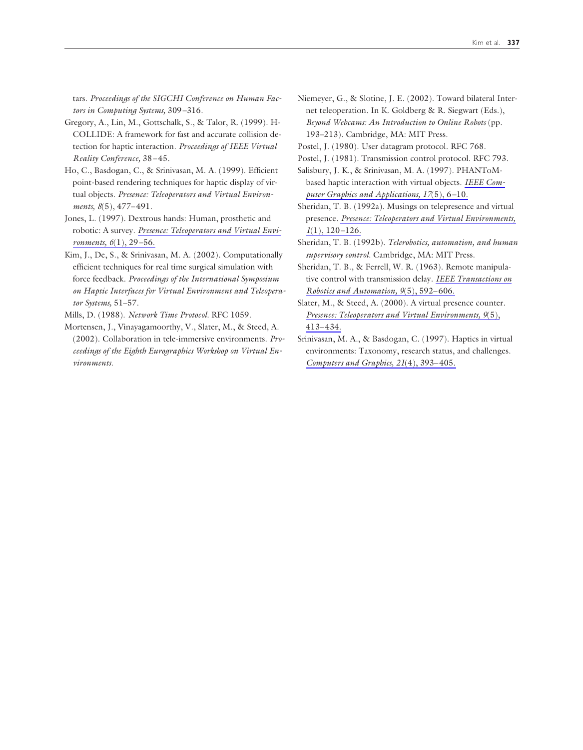tars. *Proceedings of the SIGCHI Conference on Human Factors in Computing Systems,* 309–316.

Gregory, A., Lin, M., Gottschalk, S., & Talor, R. (1999). H-COLLIDE: A framework for fast and accurate collision detection for haptic interaction. *Proceedings of IEEE Virtual Reality Conference,* 38–45.

Ho, C., Basdogan, C., & Srinivasan, M. A. (1999). Efficient point-based rendering techniques for haptic display of virtual objects. *Presence: Teleoperators and Virtual Environments, 8*(5), 477–491.

Jones, L. (1997). Dextrous hands: Human, prosthetic and robotic: A survey. *Presence: Teleoperators and Virtual Environments, 6*(1), 29–56.

Kim, J., De, S., & Srinivasan, M. A. (2002). Computationally efficient techniques for real time surgical simulation with force feedback. *Proceedings of the International Symposium on Haptic Interfaces for Virtual Environment and Teleoperator Systems,* 51–57.

Mills, D. (1988). *Network Time Protocol.* RFC 1059.

Mortensen, J., Vinayagamoorthy, V., Slater, M., & Steed, A. (2002). Collaboration in tele-immersive environments. *Proceedings of the Eighth Eurographics Workshop on Virtual Environments.*

Niemeyer, G., & Slotine, J. E. (2002). Toward bilateral Internet teleoperation. In K. Goldberg & R. Siegwart (Eds.), *Beyond Webcams: An Introduction to Online Robots* (pp. 193–213). Cambridge, MA: MIT Press.

Postel, J. (1980). User datagram protocol. RFC 768.

Postel, J. (1981). Transmission control protocol. RFC 793.

Salisbury, J. K., & Srinivasan, M. A. (1997). PHANToM-based haptic interaction with virtual objects. *IEEE Computer Graphics and Applications, 17*(5), 6–10.

Sheridan, T. B. (1992a). Musings on telepresence and virtual presence. *Presence: Teleoperators and Virtual Environments, 1*(1), 120–126.

Sheridan, T. B. (1992b). *Telerobotics, automation, and human supervisory control.* Cambridge, MA: MIT Press.

Sheridan, T. B., & Ferrell, W. R. (1963). Remote manipulative control with transmission delay. *IEEE Transactions on Robotics and Automation, 9*(5), 592–606.

Slater, M., & Steed, A. (2000). A virtual presence counter. *Presence: Teleoperators and Virtual Environments, 9*(5), 413–434.

Srinivasan, M. A., & Basdogan, C. (1997). Haptics in virtual environments: Taxonomy, research status, and challenges. *Computers and Graphics, 21*(4), 393–405.